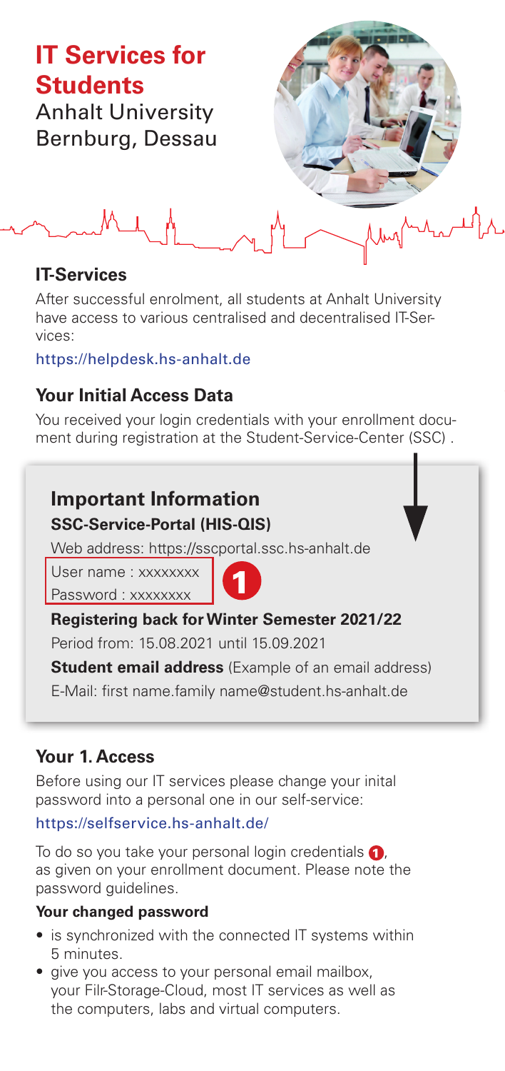# IT Services for Students

Anhalt University Bernburg, Dessau

## IT-Services

After successful enrolment, all students at Anhalt University have access to various centralised and decentralised IT-Services:

https://helpdesk.hs-anhalt.de

## Your Initial Access Data

You received your login credentials with your enrollment document during registration at the Student-Service-Center (SSC) .

### Important Information

**SSC-Service-Portal (HIS-QIS)**

Web address: https://sscportal.ssc.hs-anhalt.de

User name : xxxxxxxx
Password : xxxxxxxx

1

**Registering back for Winter Semester 2021/22**

Period from: 15.08.2021 until 15.09.2021

**Student email address** (Example of an email address)

E-Mail: first name.family name@student.hs-anhalt.de

## Your 1. Access

Before using our IT services please change your inital password into a personal one in our self-service:

https://selfservice.hs-anhalt.de/

To do so you take your personal login credentials 1, as given on your enrollment document. Please note the password guidelines.

**Your changed password**

- is synchronized with the connected IT systems within 5 minutes.
- give you access to your personal email mailbox, your Filr-Storage-Cloud, most IT services as well as the computers, labs and virtual computers.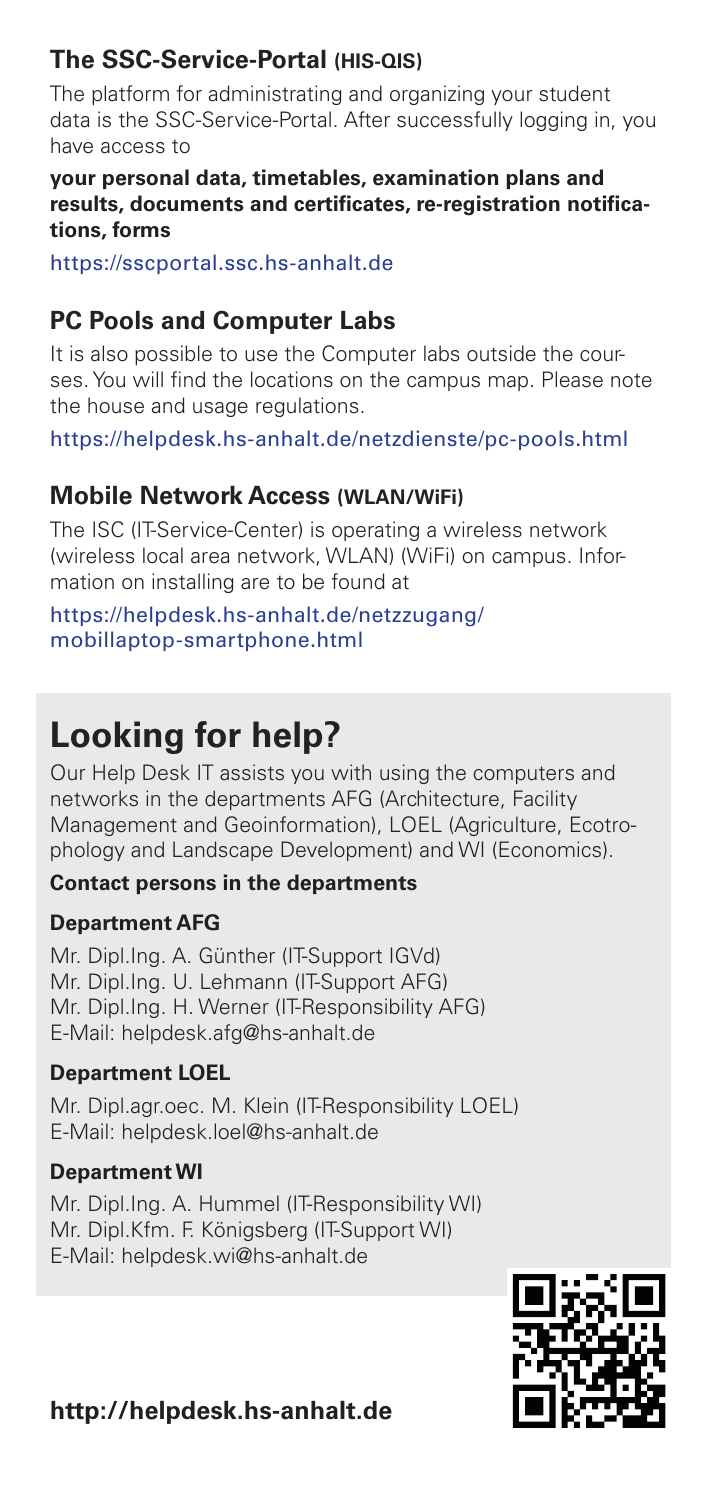## The SSC-Service-Portal (HIS-QIS)

The platform for administrating and organizing your student data is the SSC-Service-Portal. After successfully logging in, you have access to

**your personal data, timetables, examination plans and results, documents and certificates, re-registration notifications, forms**

https://sscportal.ssc.hs-anhalt.de

## PC Pools and Computer Labs

It is also possible to use the Computer labs outside the courses. You will find the locations on the campus map. Please note the house and usage regulations.

https://helpdesk.hs-anhalt.de/netzdienste/pc-pools.html

## Mobile Network Access (WLAN/WiFi)

The ISC (IT-Service-Center) is operating a wireless network (wireless local area network, WLAN) (WiFi) on campus. Information on installing are to be found at

https://helpdesk.hs-anhalt.de/netzzugang/mobillaptop-smartphone.html

# Looking for help?

Our Help Desk IT assists you with using the computers and networks in the departments AFG (Architecture, Facility Management and Geoinformation), LOEL (Agriculture, Ecotrophology and Landscape Development) and WI (Economics).

**Contact persons in the departments**

### Department AFG

Mr. Dipl.Ing. A. Günther (IT-Support IGVd)
Mr. Dipl.Ing. U. Lehmann (IT-Support AFG)
Mr. Dipl.Ing. H. Werner (IT-Responsibility AFG)
E-Mail: helpdesk.afg@hs-anhalt.de

### Department LOEL

Mr. Dipl.agr.oec. M. Klein (IT-Responsibility LOEL)
E-Mail: helpdesk.loel@hs-anhalt.de

### Department WI

Mr. Dipl.Ing. A. Hummel (IT-Responsibility WI)
Mr. Dipl.Kfm. F. Königsberg (IT-Support WI)
E-Mail: helpdesk.wi@hs-anhalt.de

**http://helpdesk.hs-anhalt.de**